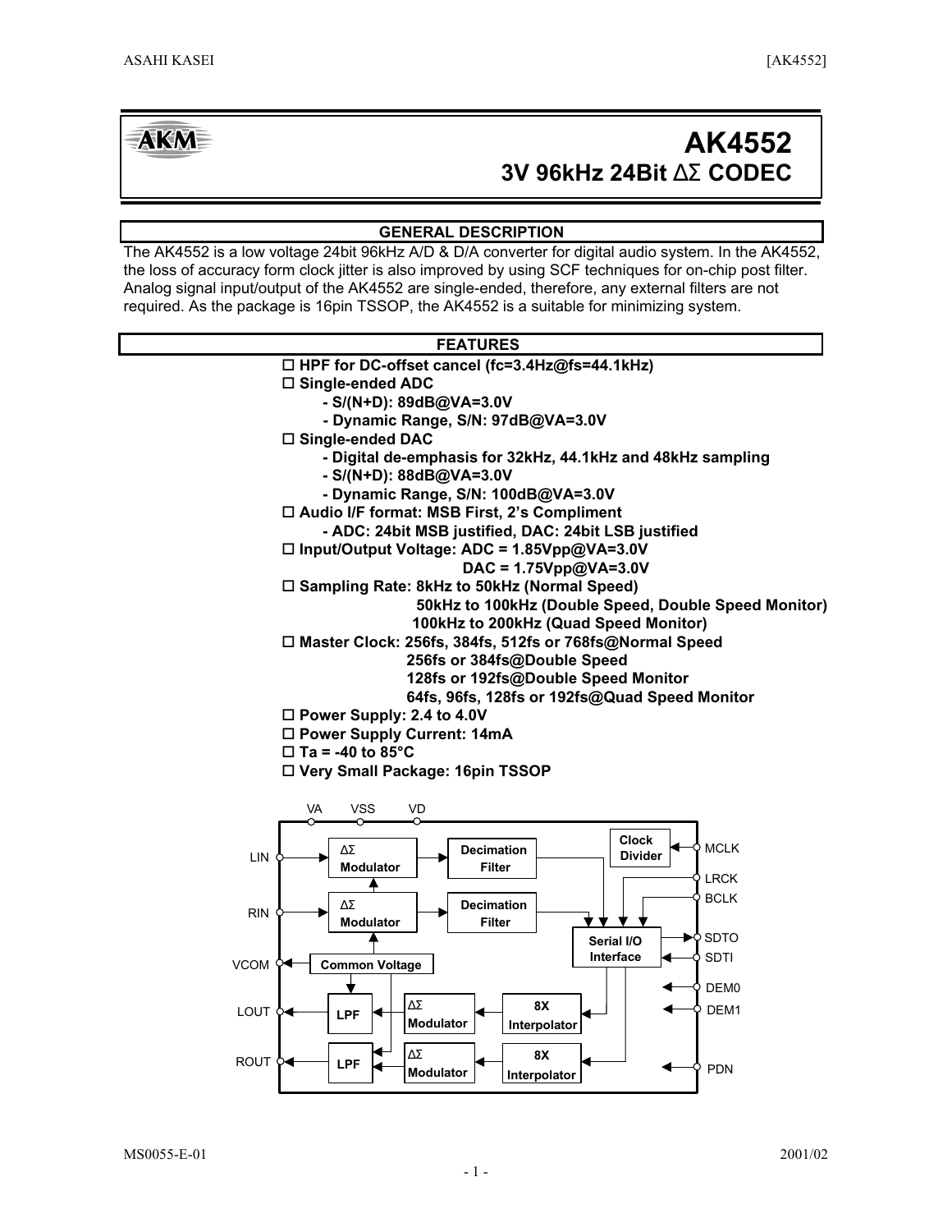# AK4552

## 3V 96kHz 24Bit ΔΣ CODEC

### GENERAL DESCRIPTION

The AK4552 is a low voltage 24bit 96kHz A/D & D/A converter for digital audio system. In the AK4552, the loss of accuracy form clock jitter is also improved by using SCF techniques for on-chip post filter. Analog signal input/output of the AK4552 are single-ended, therefore, any external filters are not required. As the package is 16pin TSSOP, the AK4552 is a suitable for minimizing system.

### FEATURES

- **HPF for DC-offset cancel (fc=3.4Hz@fs=44.1kHz)**
- **Single-ended ADC**
  - **S/(N+D): 89dB@VA=3.0V**
  - **Dynamic Range, S/N: 97dB@VA=3.0V**
- **Single-ended DAC**
  - **Digital de-emphasis for 32kHz, 44.1kHz and 48kHz sampling**
  - **S/(N+D): 88dB@VA=3.0V**
  - **Dynamic Range, S/N: 100dB@VA=3.0V**
- **Audio I/F format: MSB First, 2's Compliment**
  - **ADC: 24bit MSB justified, DAC: 24bit LSB justified**
- **Input/Output Voltage: ADC = 1.85Vpp@VA=3.0V**
  **DAC = 1.75Vpp@VA=3.0V**
- **Sampling Rate: 8kHz to 50kHz (Normal Speed)**
  **50kHz to 100kHz (Double Speed, Double Speed Monitor)**
  **100kHz to 200kHz (Quad Speed Monitor)**
- **Master Clock: 256fs, 384fs, 512fs or 768fs@Normal Speed**
  **256fs or 384fs@Double Speed**
  **128fs or 192fs@Double Speed Monitor**
  **64fs, 96fs, 128fs or 192fs@Quad Speed Monitor**
- **Power Supply: 2.4 to 4.0V**
- **Power Supply Current: 14mA**
- **Ta = -40 to 85°C**
- **Very Small Package: 16pin TSSOP**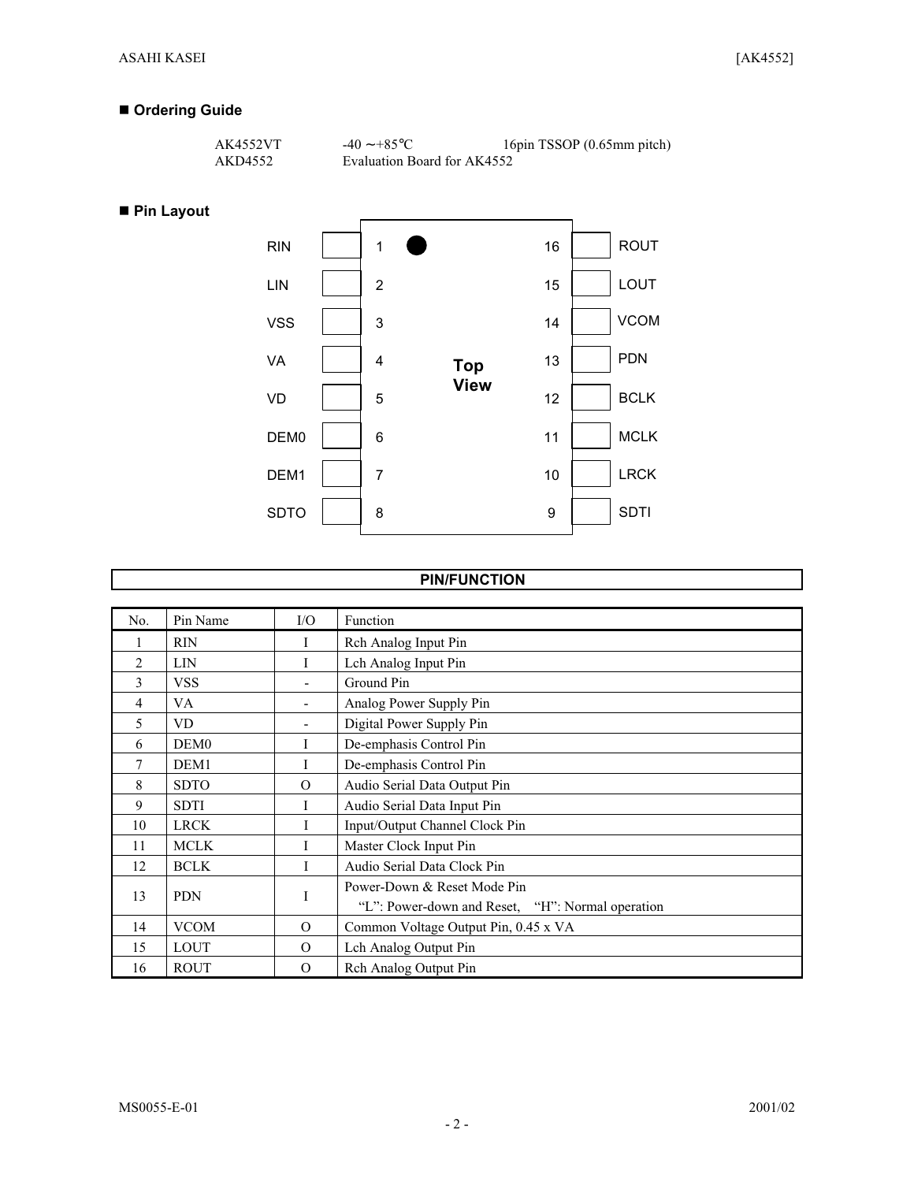## ■ Ordering Guide

| | | |
|---|---|---|
| AK4552VT | -40 ∼+85°C | 16pin TSSOP (0.65mm pitch) |
| AKD4552 | Evaluation Board for AK4552 | |

## ■ Pin Layout

Top View

| Pin Name | No. | No. | Pin Name |
|---|---|---|---|
| RIN | 1 | 16 | ROUT |
| LIN | 2 | 15 | LOUT |
| VSS | 3 | 14 | VCOM |
| VA | 4 | 13 | PDN |
| VD | 5 | 12 | BCLK |
| DEM0 | 6 | 11 | MCLK |
| DEM1 | 7 | 10 | LRCK |
| SDTO | 8 | 9 | SDTI |

## PIN/FUNCTION

| No. | Pin Name | I/O | Function |
|---|---|---|---|
| 1 | RIN | I | Rch Analog Input Pin |
| 2 | LIN | I | Lch Analog Input Pin |
| 3 | VSS | - | Ground Pin |
| 4 | VA | - | Analog Power Supply Pin |
| 5 | VD | - | Digital Power Supply Pin |
| 6 | DEM0 | I | De-emphasis Control Pin |
| 7 | DEM1 | I | De-emphasis Control Pin |
| 8 | SDTO | O | Audio Serial Data Output Pin |
| 9 | SDTI | I | Audio Serial Data Input Pin |
| 10 | LRCK | I | Input/Output Channel Clock Pin |
| 11 | MCLK | I | Master Clock Input Pin |
| 12 | BCLK | I | Audio Serial Data Clock Pin |
| 13 | PDN | I | Power-Down & Reset Mode Pin<br>"L": Power-down and Reset, "H": Normal operation |
| 14 | VCOM | O | Common Voltage Output Pin, 0.45 x VA |
| 15 | LOUT | O | Lch Analog Output Pin |
| 16 | ROUT | O | Rch Analog Output Pin |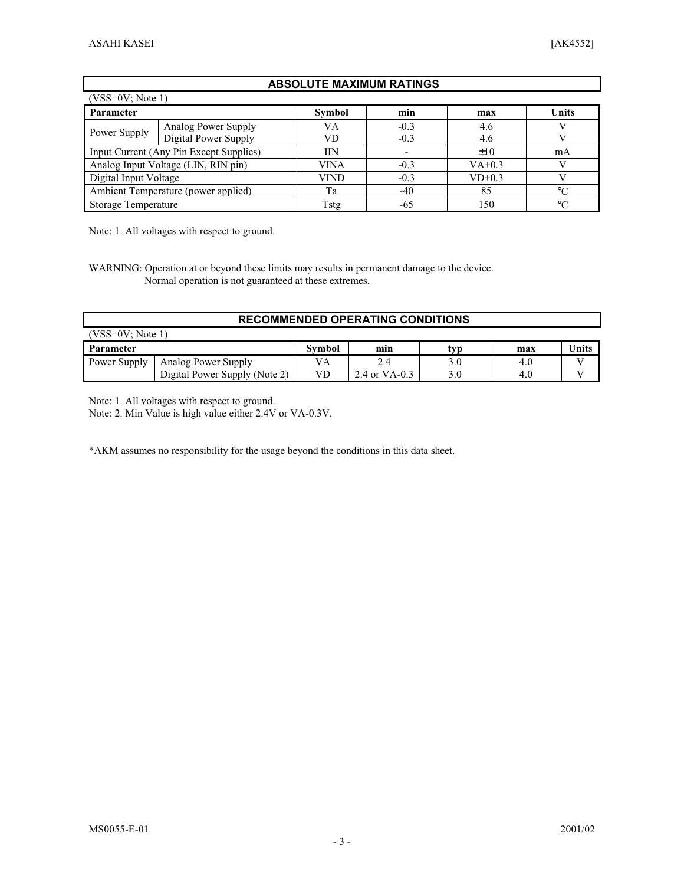## ABSOLUTE MAXIMUM RATINGS

(VSS=0V; Note 1)

| Parameter | | Symbol | min | max | Units |
|---|---|---|---|---|---|
| Power Supply | Analog Power Supply | VA | -0.3 | 4.6 | V |
| | Digital Power Supply | VD | -0.3 | 4.6 | V |
| Input Current (Any Pin Except Supplies) | | IIN | - | ±10 | mA |
| Analog Input Voltage (LIN, RIN pin) | | VINA | -0.3 | VA+0.3 | V |
| Digital Input Voltage | | VIND | -0.3 | VD+0.3 | V |
| Ambient Temperature (power applied) | | Ta | -40 | 85 | °C |
| Storage Temperature | | Tstg | -65 | 150 | °C |

Note: 1. All voltages with respect to ground.

WARNING: Operation at or beyond these limits may results in permanent damage to the device.
Normal operation is not guaranteed at these extremes.

## RECOMMENDED OPERATING CONDITIONS

(VSS=0V; Note 1)

| Parameter | | Symbol | min | typ | max | Units |
|---|---|---|---|---|---|---|
| Power Supply | Analog Power Supply | VA | 2.4 | 3.0 | 4.0 | V |
| | Digital Power Supply (Note 2) | VD | 2.4 or VA-0.3 | 3.0 | 4.0 | V |

Note: 1. All voltages with respect to ground.
Note: 2. Min Value is high value either 2.4V or VA-0.3V.

*AKM assumes no responsibility for the usage beyond the conditions in this data sheet.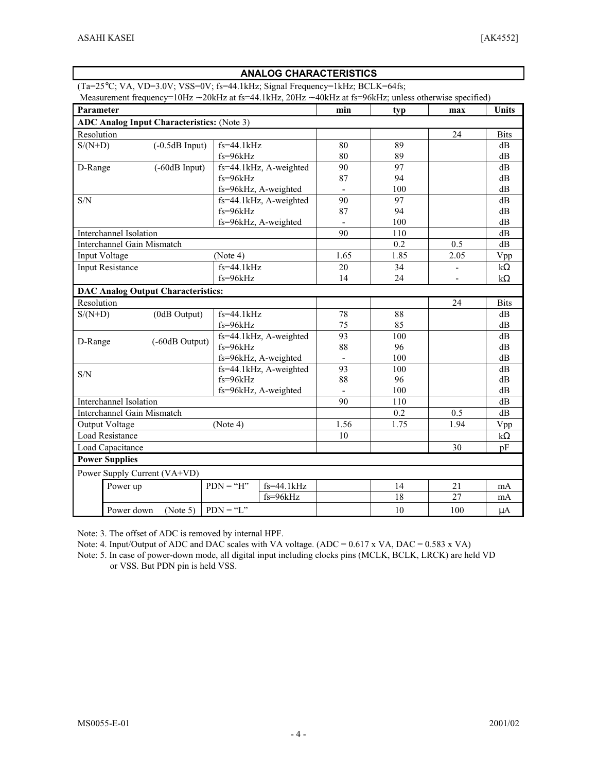## ANALOG CHARACTERISTICS

(Ta=25°C; VA, VD=3.0V; VSS=0V; fs=44.1kHz; Signal Frequency=1kHz; BCLK=64fs;
Measurement frequency=10Hz ∼20kHz at fs=44.1kHz, 20Hz ∼40kHz at fs=96kHz; unless otherwise specified)

| Parameter | | | | min | typ | max | Units |
|---|---|---|---|---|---|---|---|
| **ADC Analog Input Characteristics:** (Note 3) | | | | | | | |
| Resolution | | | | | | 24 | Bits |
| S/(N+D) | (-0.5dB Input) | fs=44.1kHz | | 80 | 89 | | dB |
| | | fs=96kHz | | 80 | 89 | | dB |
| D-Range | (-60dB Input) | fs=44.1kHz, A-weighted | | 90 | 97 | | dB |
| | | fs=96kHz | | 87 | 94 | | dB |
| | | fs=96kHz, A-weighted | | - | 100 | | dB |
| S/N | | fs=44.1kHz, A-weighted | | 90 | 97 | | dB |
| | | fs=96kHz | | 87 | 94 | | dB |
| | | fs=96kHz, A-weighted | | - | 100 | | dB |
| Interchannel Isolation | | | | 90 | 110 | | dB |
| Interchannel Gain Mismatch | | | | | 0.2 | 0.5 | dB |
| Input Voltage | | (Note 4) | | 1.65 | 1.85 | 2.05 | Vpp |
| Input Resistance | | fs=44.1kHz | | 20 | 34 | - | kΩ |
| | | fs=96kHz | | 14 | 24 | - | kΩ |
| **DAC Analog Output Characteristics:** | | | | | | | |
| Resolution | | | | | | 24 | Bits |
| S/(N+D) | (0dB Output) | fs=44.1kHz | | 78 | 88 | | dB |
| | | fs=96kHz | | 75 | 85 | | dB |
| D-Range | (-60dB Output) | fs=44.1kHz, A-weighted | | 93 | 100 | | dB |
| | | fs=96kHz | | 88 | 96 | | dB |
| | | fs=96kHz, A-weighted | | - | 100 | | dB |
| S/N | | fs=44.1kHz, A-weighted | | 93 | 100 | | dB |
| | | fs=96kHz | | 88 | 96 | | dB |
| | | fs=96kHz, A-weighted | | - | 100 | | dB |
| Interchannel Isolation | | | | 90 | 110 | | dB |
| Interchannel Gain Mismatch | | | | | 0.2 | 0.5 | dB |
| Output Voltage | | (Note 4) | | 1.56 | 1.75 | 1.94 | Vpp |
| Load Resistance | | | | 10 | | | kΩ |
| Load Capacitance | | | | | | 30 | pF |
| **Power Supplies** | | | | | | | |
| Power Supply Current (VA+VD) | | | | | | | |
| | Power up | PDN = "H" | fs=44.1kHz | | 14 | 21 | mA |
| | | | fs=96kHz | | 18 | 27 | mA |
| | Power down (Note 5) | PDN = "L" | | | 10 | 100 | μA |

Note: 3. The offset of ADC is removed by internal HPF.

Note: 4. Input/Output of ADC and DAC scales with VA voltage. (ADC = 0.617 x VA, DAC = 0.583 x VA)

Note: 5. In case of power-down mode, all digital input including clocks pins (MCLK, BCLK, LRCK) are held VD or VSS. But PDN pin is held VSS.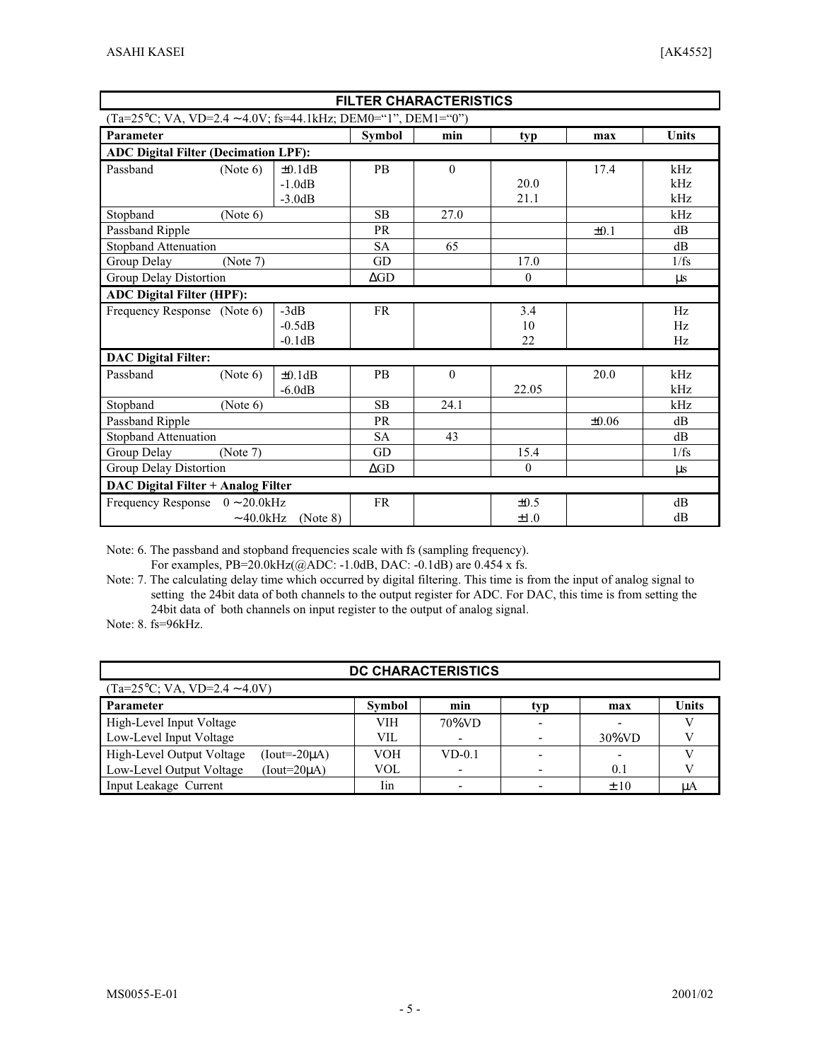## FILTER CHARACTERISTICS

(Ta=25°C; VA, VD=2.4 ∼4.0V; fs=44.1kHz; DEM0="1", DEM1="0")

| Parameter | | | Symbol | min | typ | max | Units |
|---|---|---|---|---|---|---|---|
| **ADC Digital Filter (Decimation LPF):** | | | | | | | |
| Passband | (Note 6) | ±0.1dB | PB | 0 | | 17.4 | kHz |
| | | -1.0dB | | | 20.0 | | kHz |
| | | -3.0dB | | | 21.1 | | kHz |
| Stopband | (Note 6) | | SB | 27.0 | | | kHz |
| Passband Ripple | | | PR | | | ±0.1 | dB |
| Stopband Attenuation | | | SA | 65 | | | dB |
| Group Delay | (Note 7) | | GD | | 17.0 | | 1/fs |
| Group Delay Distortion | | | ΔGD | | 0 | | µs |
| **ADC Digital Filter (HPF):** | | | | | | | |
| Frequency Response | (Note 6) | -3dB | FR | | 3.4 | | Hz |
| | | -0.5dB | | | 10 | | Hz |
| | | -0.1dB | | | 22 | | Hz |
| **DAC Digital Filter:** | | | | | | | |
| Passband | (Note 6) | ±0.1dB | PB | 0 | | 20.0 | kHz |
| | | -6.0dB | | | 22.05 | | kHz |
| Stopband | (Note 6) | | SB | 24.1 | | | kHz |
| Passband Ripple | | | PR | | | ±0.06 | dB |
| Stopband Attenuation | | | SA | 43 | | | dB |
| Group Delay | (Note 7) | | GD | | 15.4 | | 1/fs |
| Group Delay Distortion | | | ΔGD | | 0 | | µs |
| **DAC Digital Filter + Analog Filter** | | | | | | | |
| Frequency Response | 0 ∼20.0kHz | | FR | | ±0.5 | | dB |
| | ∼40.0kHz | (Note 8) | | | ±1.0 | | dB |

Note: 6. The passband and stopband frequencies scale with fs (sampling frequency).
For examples, PB=20.0kHz(@ADC: -1.0dB, DAC: -0.1dB) are 0.454 x fs.

Note: 7. The calculating delay time which occurred by digital filtering. This time is from the input of analog signal to setting the 24bit data of both channels to the output register for ADC. For DAC, this time is from setting the 24bit data of both channels on input register to the output of analog signal.

Note: 8. fs=96kHz.

## DC CHARACTERISTICS

(Ta=25°C; VA, VD=2.4 ∼4.0V)

| Parameter | | Symbol | min | typ | max | Units |
|---|---|---|---|---|---|---|
| High-Level Input Voltage | | VIH | 70%VD | - | - | V |
| Low-Level Input Voltage | | VIL | - | - | 30%VD | V |
| High-Level Output Voltage | (Iout=-20µA) | VOH | VD-0.1 | - | - | V |
| Low-Level Output Voltage | (Iout=20µA) | VOL | - | - | 0.1 | V |
| Input Leakage Current | | Iin | - | - | ± 10 | µA |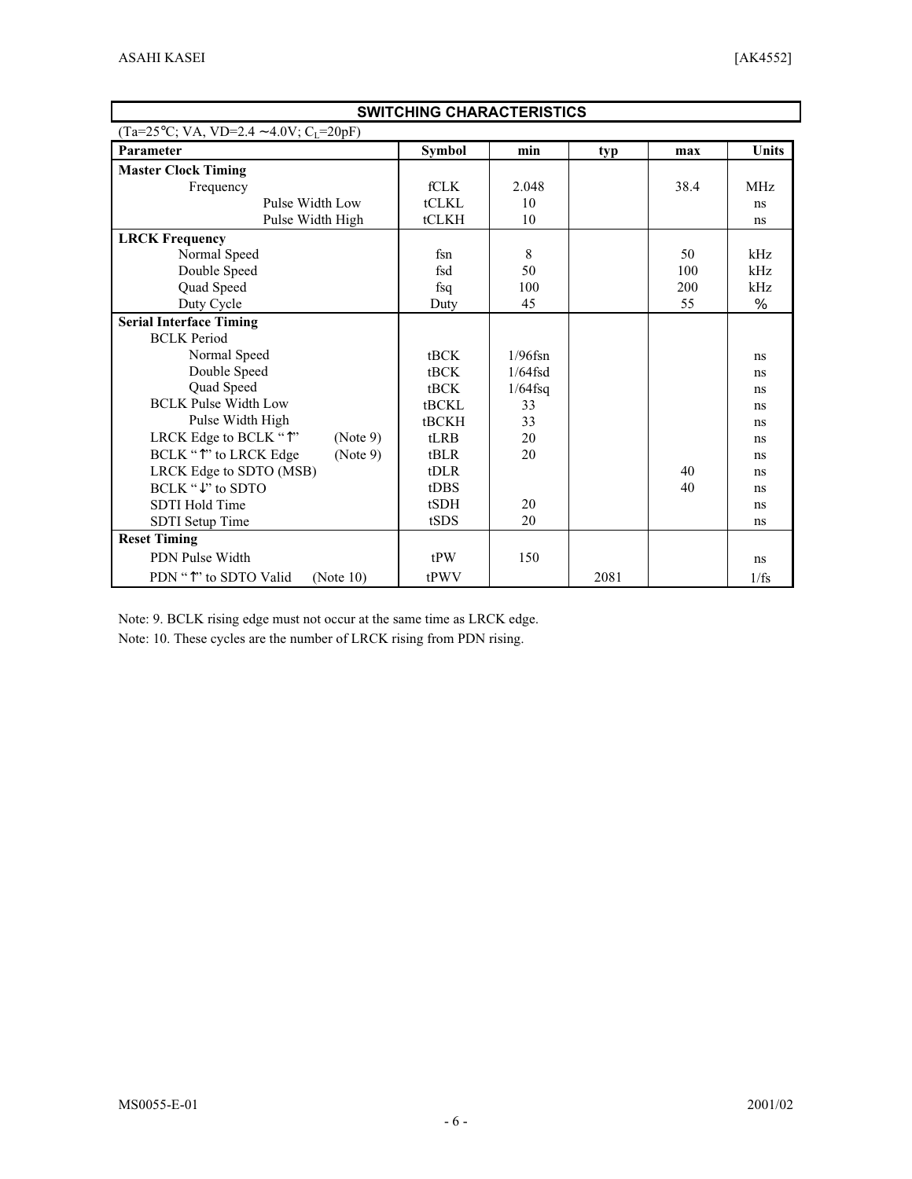## SWITCHING CHARACTERISTICS

(Ta=25°C; VA, VD=2.4 ∼4.0V; $C_L$=20pF)

| Parameter | Symbol | min | typ | max | Units |
|---|---|---|---|---|---|
| **Master Clock Timing** | | | | | |
| Frequency | fCLK | 2.048 | | 38.4 | MHz |
| Pulse Width Low | tCLKL | 10 | | | ns |
| Pulse Width High | tCLKH | 10 | | | ns |
| **LRCK Frequency** | | | | | |
| Normal Speed | fsn | 8 | | 50 | kHz |
| Double Speed | fsd | 50 | | 100 | kHz |
| Quad Speed | fsq | 100 | | 200 | kHz |
| Duty Cycle | Duty | 45 | | 55 | % |
| **Serial Interface Timing** | | | | | |
| BCLK Period | | | | | |
| Normal Speed | tBCK | 1/96fsn | | | ns |
| Double Speed | tBCK | 1/64fsd | | | ns |
| Quad Speed | tBCK | 1/64fsq | | | ns |
| BCLK Pulse Width Low | tBCKL | 33 | | | ns |
| Pulse Width High | tBCKH | 33 | | | ns |
| LRCK Edge to BCLK "↑" (Note 9) | tLRB | 20 | | | ns |
| BCLK "↑" to LRCK Edge (Note 9) | tBLR | 20 | | | ns |
| LRCK Edge to SDTO (MSB) | tDLR | | | 40 | ns |
| BCLK "↓" to SDTO | tDBS | | | 40 | ns |
| SDTI Hold Time | tSDH | 20 | | | ns |
| SDTI Setup Time | tSDS | 20 | | | ns |
| **Reset Timing** | | | | | |
| PDN Pulse Width | tPW | 150 | | | ns |
| PDN "↑" to SDTO Valid (Note 10) | tPWV | | 2081 | | 1/fs |

Note: 9. BCLK rising edge must not occur at the same time as LRCK edge.

Note: 10. These cycles are the number of LRCK rising from PDN rising.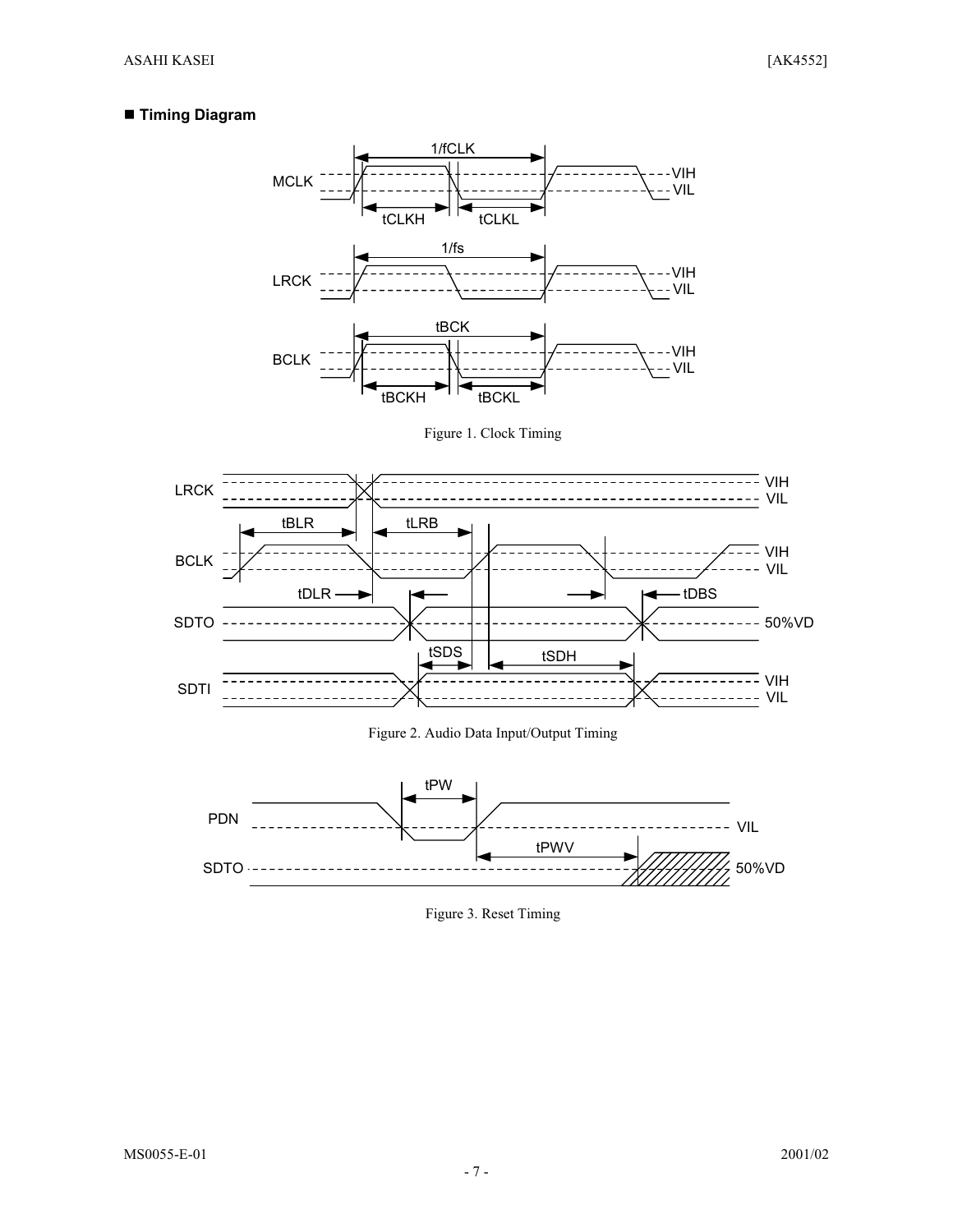## ■ Timing Diagram

Figure 1. Clock Timing

Figure 2. Audio Data Input/Output Timing

Figure 3. Reset Timing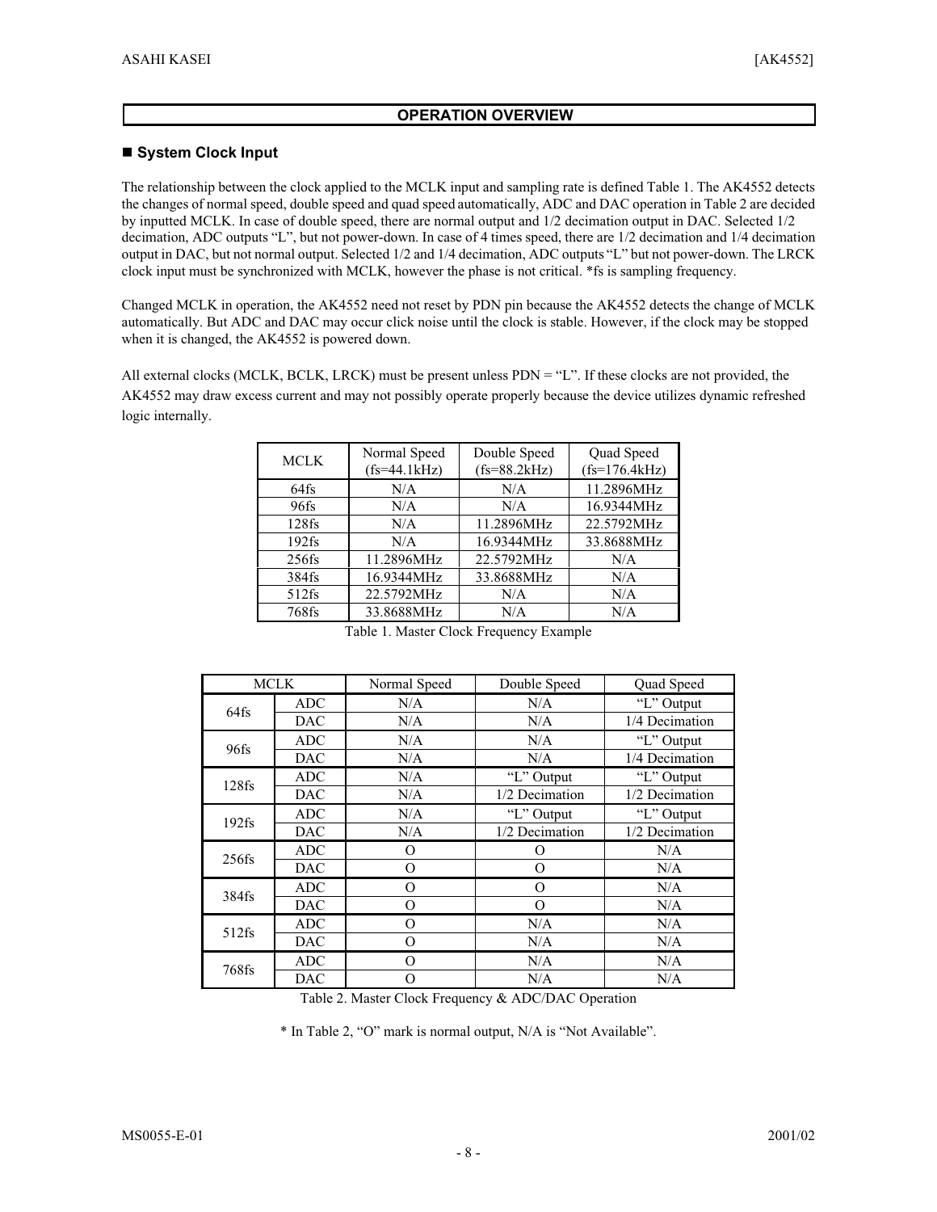## OPERATION OVERVIEW

### ■ System Clock Input

The relationship between the clock applied to the MCLK input and sampling rate is defined Table 1. The AK4552 detects the changes of normal speed, double speed and quad speed automatically, ADC and DAC operation in Table 2 are decided by inputted MCLK. In case of double speed, there are normal output and 1/2 decimation output in DAC. Selected 1/2 decimation, ADC outputs "L", but not power-down. In case of 4 times speed, there are 1/2 decimation and 1/4 decimation output in DAC, but not normal output. Selected 1/2 and 1/4 decimation, ADC outputs "L" but not power-down. The LRCK clock input must be synchronized with MCLK, however the phase is not critical. *fs is sampling frequency.

Changed MCLK in operation, the AK4552 need not reset by PDN pin because the AK4552 detects the change of MCLK automatically. But ADC and DAC may occur click noise until the clock is stable. However, if the clock may be stopped when it is changed, the AK4552 is powered down.

All external clocks (MCLK, BCLK, LRCK) must be present unless PDN = "L". If these clocks are not provided, the AK4552 may draw excess current and may not possibly operate properly because the device utilizes dynamic refreshed logic internally.

| MCLK | Normal Speed (fs=44.1kHz) | Double Speed (fs=88.2kHz) | Quad Speed (fs=176.4kHz) |
|---|---|---|---|
| 64fs | N/A | N/A | 11.2896MHz |
| 96fs | N/A | N/A | 16.9344MHz |
| 128fs | N/A | 11.2896MHz | 22.5792MHz |
| 192fs | N/A | 16.9344MHz | 33.8688MHz |
| 256fs | 11.2896MHz | 22.5792MHz | N/A |
| 384fs | 16.9344MHz | 33.8688MHz | N/A |
| 512fs | 22.5792MHz | N/A | N/A |
| 768fs | 33.8688MHz | N/A | N/A |

Table 1. Master Clock Frequency Example

| MCLK | | Normal Speed | Double Speed | Quad Speed |
|---|---|---|---|---|
| 64fs | ADC | N/A | N/A | "L" Output |
| | DAC | N/A | N/A | 1/4 Decimation |
| 96fs | ADC | N/A | N/A | "L" Output |
| | DAC | N/A | N/A | 1/4 Decimation |
| 128fs | ADC | N/A | "L" Output | "L" Output |
| | DAC | N/A | 1/2 Decimation | 1/2 Decimation |
| 192fs | ADC | N/A | "L" Output | "L" Output |
| | DAC | N/A | 1/2 Decimation | 1/2 Decimation |
| 256fs | ADC | O | O | N/A |
| | DAC | O | O | N/A |
| 384fs | ADC | O | O | N/A |
| | DAC | O | O | N/A |
| 512fs | ADC | O | N/A | N/A |
| | DAC | O | N/A | N/A |
| 768fs | ADC | O | N/A | N/A |
| | DAC | O | N/A | N/A |

Table 2. Master Clock Frequency & ADC/DAC Operation

* In Table 2, "O" mark is normal output, N/A is "Not Available".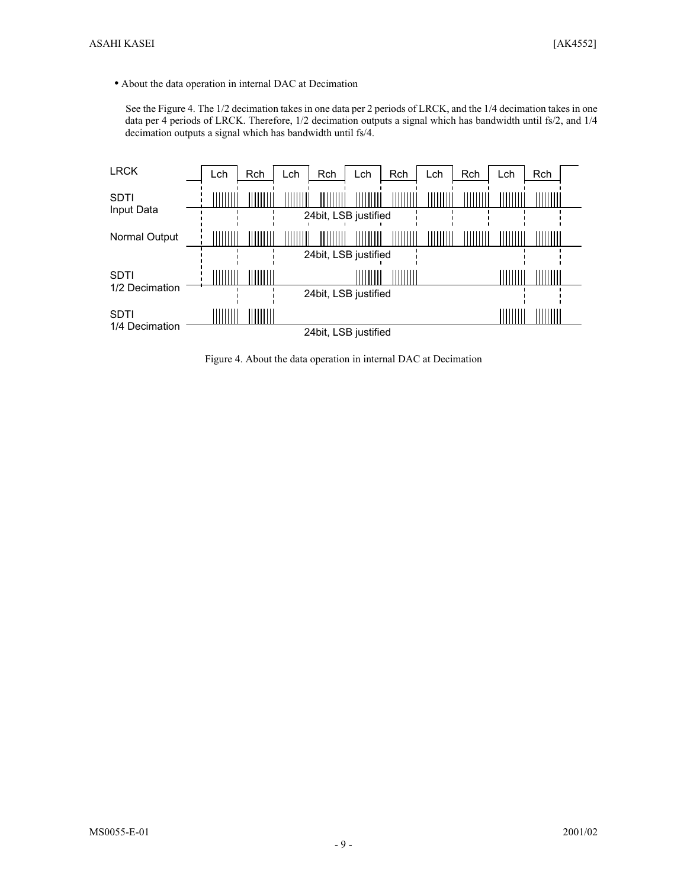- About the data operation in internal DAC at Decimation

See the Figure 4. The 1/2 decimation takes in one data per 2 periods of LRCK, and the 1/4 decimation takes in one data per 4 periods of LRCK. Therefore, 1/2 decimation outputs a signal which has bandwidth until fs/2, and 1/4 decimation outputs a signal which has bandwidth until fs/4.

Figure 4. About the data operation in internal DAC at Decimation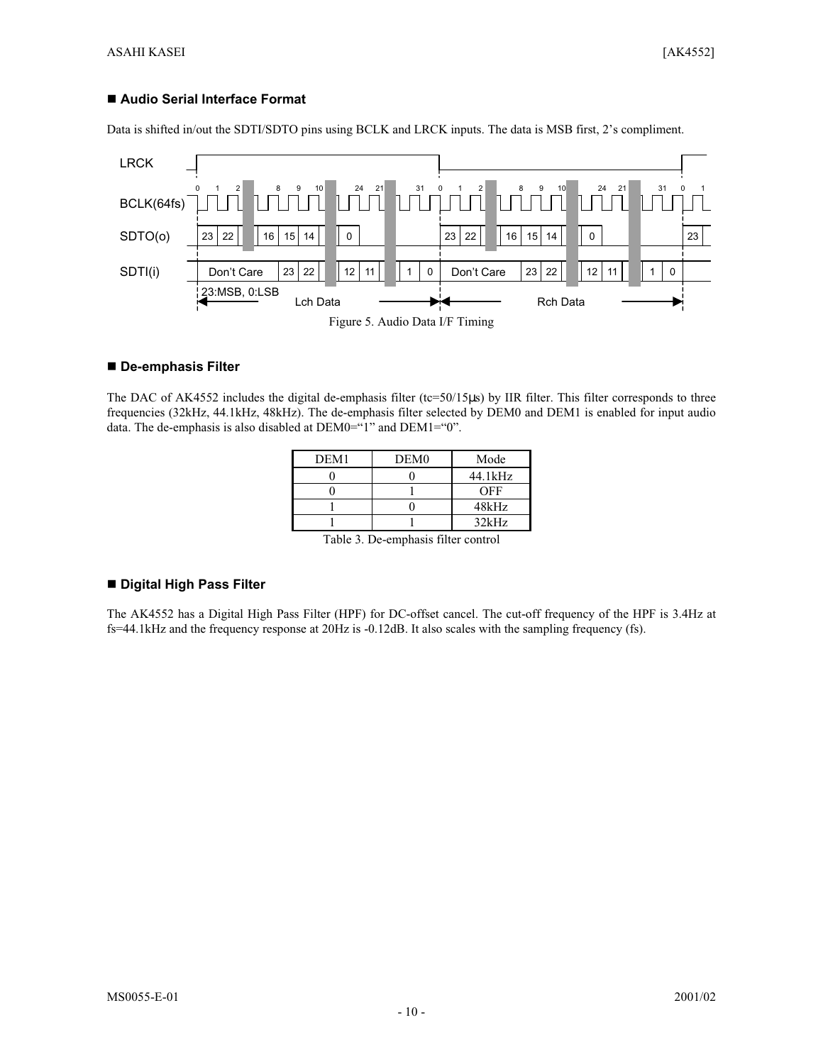## ■ Audio Serial Interface Format

Data is shifted in/out the SDTI/SDTO pins using BCLK and LRCK inputs. The data is MSB first, 2's compliment.

Figure 5. Audio Data I/F Timing

## ■ De-emphasis Filter

The DAC of AK4552 includes the digital de-emphasis filter (tc=50/15μs) by IIR filter. This filter corresponds to three frequencies (32kHz, 44.1kHz, 48kHz). The de-emphasis filter selected by DEM0 and DEM1 is enabled for input audio data. The de-emphasis is also disabled at DEM0="1" and DEM1="0".

| DEM1 | DEM0 | Mode |
|---|---|---|
| 0 | 0 | 44.1kHz |
| 0 | 1 | OFF |
| 1 | 0 | 48kHz |
| 1 | 1 | 32kHz |

Table 3. De-emphasis filter control

## ■ Digital High Pass Filter

The AK4552 has a Digital High Pass Filter (HPF) for DC-offset cancel. The cut-off frequency of the HPF is 3.4Hz at fs=44.1kHz and the frequency response at 20Hz is -0.12dB. It also scales with the sampling frequency (fs).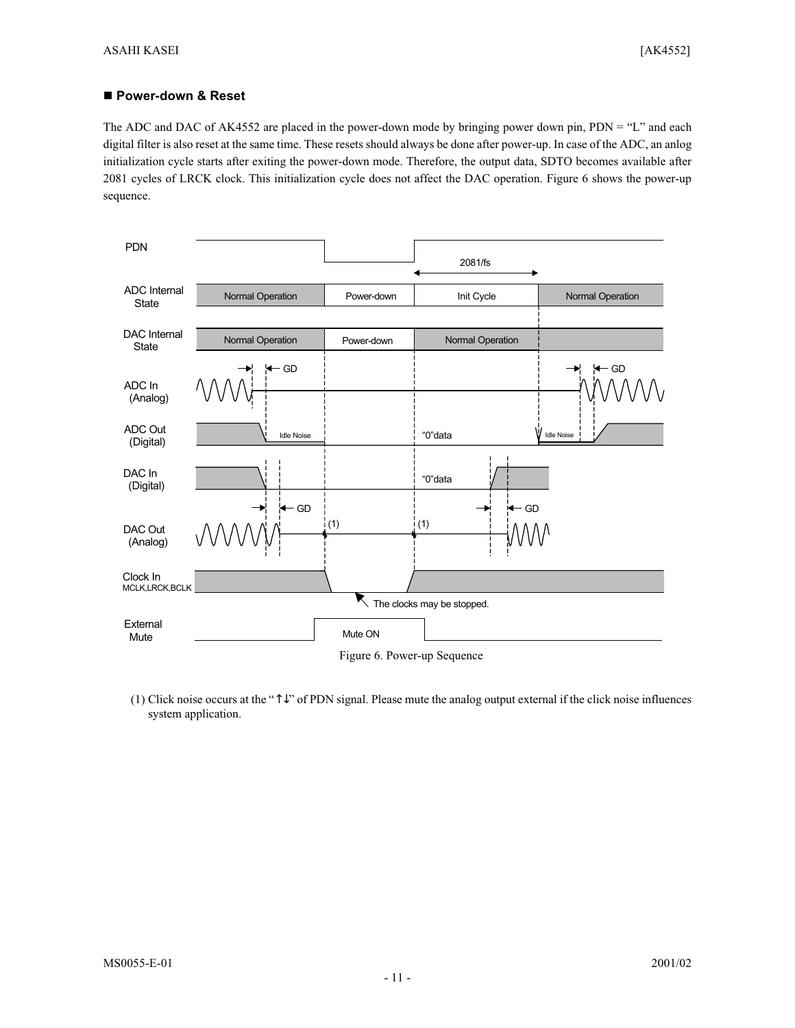## ■ Power-down & Reset

The ADC and DAC of AK4552 are placed in the power-down mode by bringing power down pin, PDN = "L" and each digital filter is also reset at the same time. These resets should always be done after power-up. In case of the ADC, an anlog initialization cycle starts after exiting the power-down mode. Therefore, the output data, SDTO becomes available after 2081 cycles of LRCK clock. This initialization cycle does not affect the DAC operation. Figure 6 shows the power-up sequence.

Figure 6. Power-up Sequence

(1) Click noise occurs at the "↑↓" of PDN signal. Please mute the analog output external if the click noise influences system application.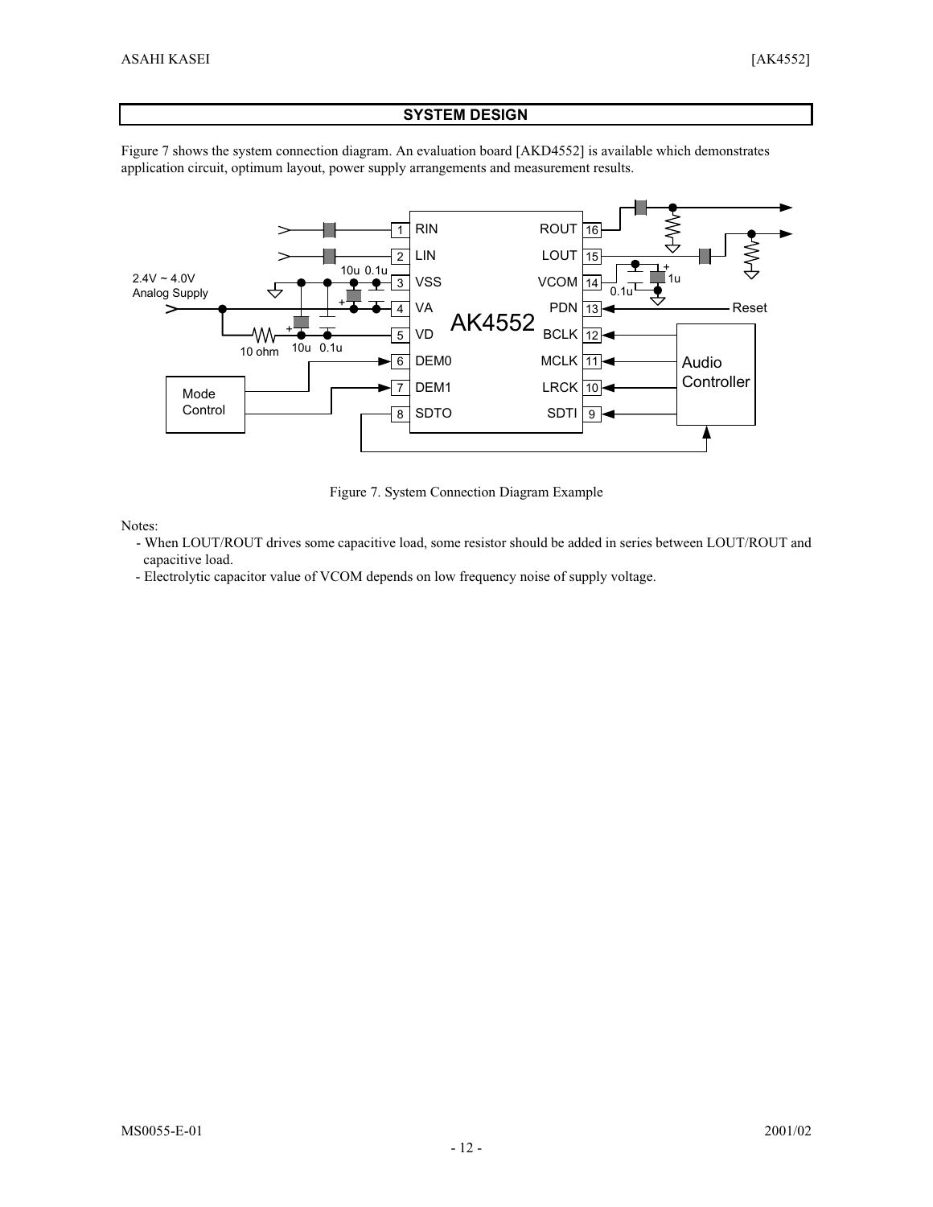## SYSTEM DESIGN

Figure 7 shows the system connection diagram. An evaluation board [AKD4552] is available which demonstrates application circuit, optimum layout, power supply arrangements and measurement results.

Figure 7. System Connection Diagram Example

Notes:

- When LOUT/ROUT drives some capacitive load, some resistor should be added in series between LOUT/ROUT and capacitive load.
- Electrolytic capacitor value of VCOM depends on low frequency noise of supply voltage.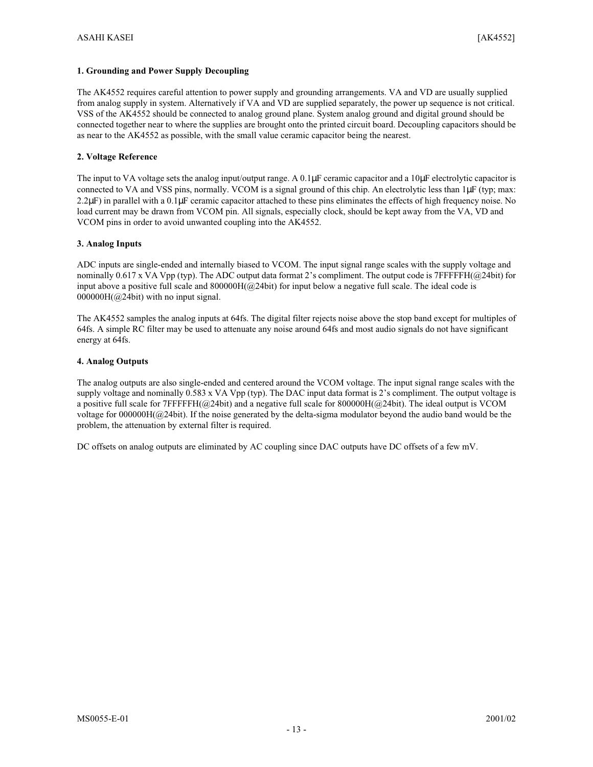### 1. Grounding and Power Supply Decoupling

The AK4552 requires careful attention to power supply and grounding arrangements. VA and VD are usually supplied from analog supply in system. Alternatively if VA and VD are supplied separately, the power up sequence is not critical. VSS of the AK4552 should be connected to analog ground plane. System analog ground and digital ground should be connected together near to where the supplies are brought onto the printed circuit board. Decoupling capacitors should be as near to the AK4552 as possible, with the small value ceramic capacitor being the nearest.

### 2. Voltage Reference

The input to VA voltage sets the analog input/output range. A 0.1μF ceramic capacitor and a 10μF electrolytic capacitor is connected to VA and VSS pins, normally. VCOM is a signal ground of this chip. An electrolytic less than 1μF (typ; max: 2.2μF) in parallel with a 0.1μF ceramic capacitor attached to these pins eliminates the effects of high frequency noise. No load current may be drawn from VCOM pin. All signals, especially clock, should be kept away from the VA, VD and VCOM pins in order to avoid unwanted coupling into the AK4552.

### 3. Analog Inputs

ADC inputs are single-ended and internally biased to VCOM. The input signal range scales with the supply voltage and nominally 0.617 x VA Vpp (typ). The ADC output data format 2's compliment. The output code is 7FFFFFH(@24bit) for input above a positive full scale and 800000H(@24bit) for input below a negative full scale. The ideal code is 000000H(@24bit) with no input signal.

The AK4552 samples the analog inputs at 64fs. The digital filter rejects noise above the stop band except for multiples of 64fs. A simple RC filter may be used to attenuate any noise around 64fs and most audio signals do not have significant energy at 64fs.

### 4. Analog Outputs

The analog outputs are also single-ended and centered around the VCOM voltage. The input signal range scales with the supply voltage and nominally 0.583 x VA Vpp (typ). The DAC input data format is 2's compliment. The output voltage is a positive full scale for 7FFFFFH(@24bit) and a negative full scale for 800000H(@24bit). The ideal output is VCOM voltage for 000000H(@24bit). If the noise generated by the delta-sigma modulator beyond the audio band would be the problem, the attenuation by external filter is required.

DC offsets on analog outputs are eliminated by AC coupling since DAC outputs have DC offsets of a few mV.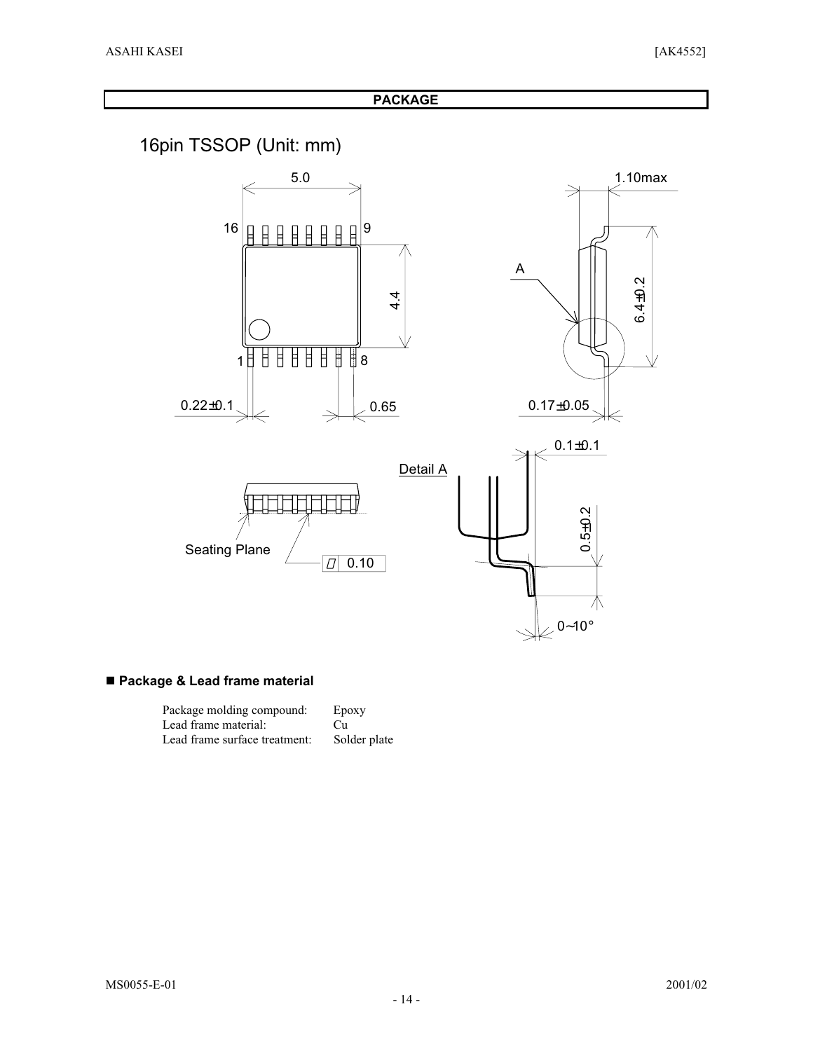## PACKAGE

# 16pin TSSOP (Unit: mm)

5.0

1.10max

16 9

A

4.4

6.4±0.2

1 8

0.22±0.1 0.65 0.17±0.05

0.1±0.1

Detail A

0.5±0.2

Seating Plane

0.10

0~10°

### ■ Package & Lead frame material

| | |
|---|---|
| Package molding compound: | Epoxy |
| Lead frame material: | Cu |
| Lead frame surface treatment: | Solder plate |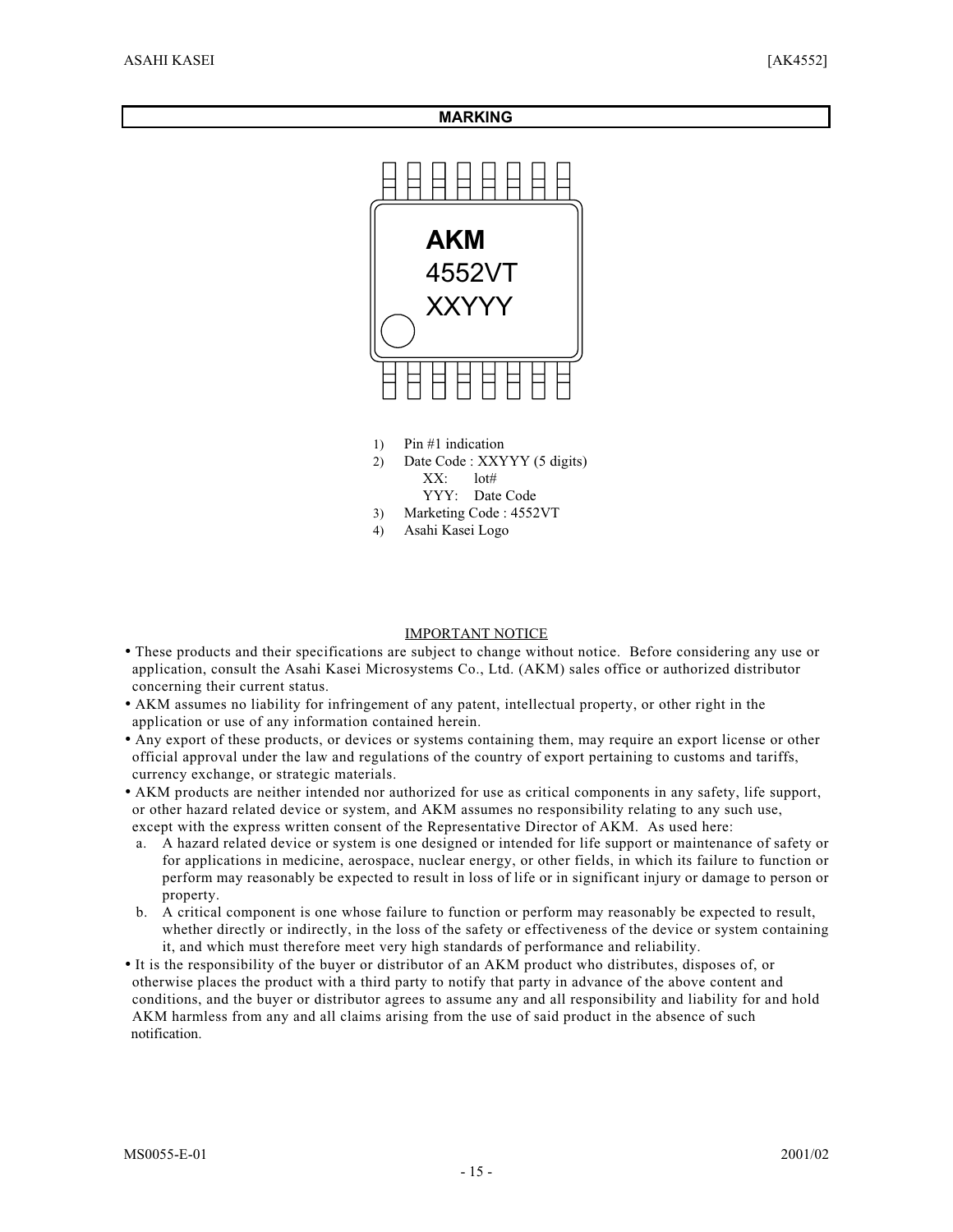## MARKING

AKM

4552VT

XXYYY

1) Pin #1 indication
2) Date Code : XXYYY (5 digits)
   - XX: lot#
   - YYY: Date Code
3) Marketing Code : 4552VT
4) Asahi Kasei Logo

IMPORTANT NOTICE

- These products and their specifications are subject to change without notice. Before considering any use or application, consult the Asahi Kasei Microsystems Co., Ltd. (AKM) sales office or authorized distributor concerning their current status.
- AKM assumes no liability for infringement of any patent, intellectual property, or other right in the application or use of any information contained herein.
- Any export of these products, or devices or systems containing them, may require an export license or other official approval under the law and regulations of the country of export pertaining to customs and tariffs, currency exchange, or strategic materials.
- AKM products are neither intended nor authorized for use as critical components in any safety, life support, or other hazard related device or system, and AKM assumes no responsibility relating to any such use, except with the express written consent of the Representative Director of AKM. As used here:
  a. A hazard related device or system is one designed or intended for life support or maintenance of safety or for applications in medicine, aerospace, nuclear energy, or other fields, in which its failure to function or perform may reasonably be expected to result in loss of life or in significant injury or damage to person or property.
  b. A critical component is one whose failure to function or perform may reasonably be expected to result, whether directly or indirectly, in the loss of the safety or effectiveness of the device or system containing it, and which must therefore meet very high standards of performance and reliability.
- It is the responsibility of the buyer or distributor of an AKM product who distributes, disposes of, or otherwise places the product with a third party to notify that party in advance of the above content and conditions, and the buyer or distributor agrees to assume any and all responsibility and liability for and hold AKM harmless from any and all claims arising from the use of said product in the absence of such notification.